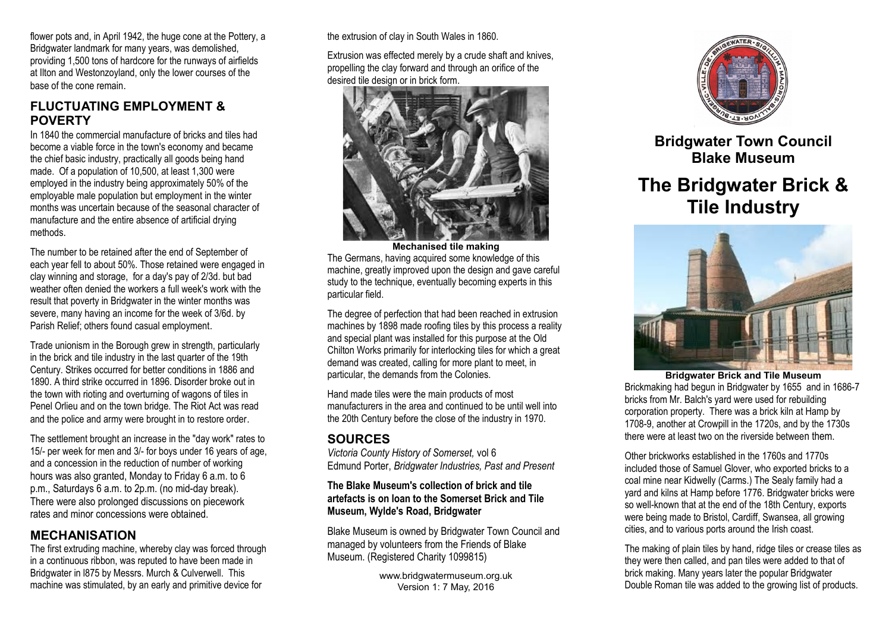flower pots and, in April 1942, the huge cone at the Pottery, a Bridgwater landmark for many years, was demolished, providing 1,500 tons of hardcore for the runways of airfields at Ilton and Westonzoyland, only the lower courses of the base of the cone remain.

## FLUCTUATING EMPLOYMENT & POVERTY

In 1840 the commercial manufacture of bricks and tiles had become a viable force in the town's economy and became the chief basic industry, practically all goods being hand made. Of a population of 10,500, at least 1,300 were employed in the industry being approximately 50% of the employable male population but employment in the winter months was uncertain because of the seasonal character of manufacture and the entire absence of artificial drying methods.

The number to be retained after the end of September of each year fell to about 50%. Those retained were engaged in clay winning and storage, for a day's pay of 2/3d. but bad weather often denied the workers a full week's work with the result that poverty in Bridgwater in the winter months was severe, many having an income for the week of 3/6d. by Parish Relief; others found casual employment.

Trade unionism in the Borough grew in strength, particularly in the brick and tile industry in the last quarter of the 19th Century. Strikes occurred for better conditions in 1886 and 1890. A third strike occurred in 1896. Disorder broke out in the town with rioting and overturning of wagons of tiles in Penel Orlieu and on the town bridge. The Riot Act was read and the police and army were brought in to restore order.

The settlement brought an increase in the "day work" rates to 15/- per week for men and 3/- for boys under 16 years of age, and a concession in the reduction of number of working hours was also granted, Monday to Friday 6 a.m. to 6 p.m., Saturdays 6 a.m. to 2p.m. (no mid-day break). There were also prolonged discussions on piecework rates and minor concessions were obtained.

## MECHANISATION

The first extruding machine, whereby clay was forced through in a continuous ribbon, was reputed to have been made in Bridgwater in l875 by Messrs. Murch & Culverwell. This machine was stimulated, by an early and primitive device for the extrusion of clay in South Wales in 1860.

Extrusion was effected merely by a crude shaft and knives, propelling the clay forward and through an orifice of the desired tile design or in brick form.

**Mechanised tile making**

The Germans, having acquired some knowledge of this machine, greatly improved upon the design and gave careful study to the technique, eventually becoming experts in this particular field.

The degree of perfection that had been reached in extrusion machines by 1898 made roofing tiles by this process a reality and special plant was installed for this purpose at the Old Chilton Works primarily for interlocking tiles for which a great demand was created, calling for more plant to meet, in particular, the demands from the Colonies.

Hand made tiles were the main products of most manufacturers in the area and continued to be until well into the 20th Century before the close of the industry in 1970.

## SOURCES

*Victoria County History of Somerset,* vol 6
Edmund Porter, *Bridgwater Industries, Past and Present*

**The Blake Museum's collection of brick and tile artefacts is on loan to the Somerset Brick and Tile Museum, Wylde's Road, Bridgwater**

Blake Museum is owned by Bridgwater Town Council and managed by volunteers from the Friends of Blake Museum. (Registered Charity 1099815)

www.bridgwatermuseum.org.uk
Version 1: 7 May, 2016

## Bridgwater Town Council Blake Museum

# The Bridgwater Brick & Tile Industry

**Bridgwater Brick and Tile Museum**

Brickmaking had begun in Bridgwater by 1655 and in 1686-7 bricks from Mr. Balch's yard were used for rebuilding corporation property. There was a brick kiln at Hamp by 1708-9, another at Crowpill in the 1720s, and by the 1730s there were at least two on the riverside between them.

Other brickworks established in the 1760s and 1770s included those of Samuel Glover, who exported bricks to a coal mine near Kidwelly (Carms.) The Sealy family had a yard and kilns at Hamp before 1776. Bridgwater bricks were so well-known that at the end of the 18th Century, exports were being made to Bristol, Cardiff, Swansea, all growing cities, and to various ports around the Irish coast.

The making of plain tiles by hand, ridge tiles or crease tiles as they were then called, and pan tiles were added to that of brick making. Many years later the popular Bridgwater Double Roman tile was added to the growing list of products.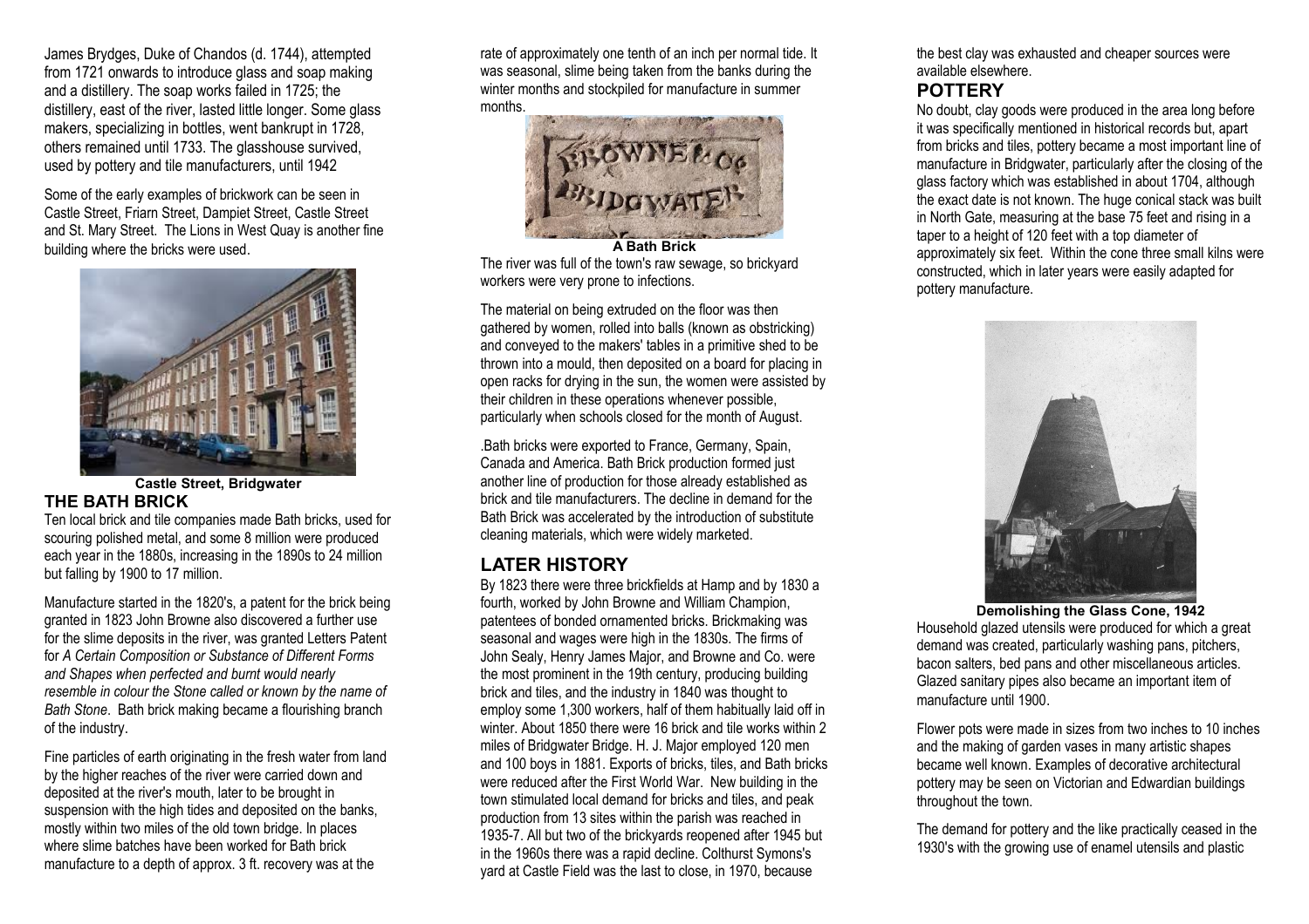James Brydges, Duke of Chandos (d. 1744), attempted from 1721 onwards to introduce glass and soap making and a distillery. The soap works failed in 1725; the distillery, east of the river, lasted little longer. Some glass makers, specializing in bottles, went bankrupt in 1728, others remained until 1733. The glasshouse survived, used by pottery and tile manufacturers, until 1942

Some of the early examples of brickwork can be seen in Castle Street, Friarn Street, Dampiet Street, Castle Street and St. Mary Street. The Lions in West Quay is another fine building where the bricks were used.

**Castle Street, Bridgwater**

## THE BATH BRICK

Ten local brick and tile companies made Bath bricks, used for scouring polished metal, and some 8 million were produced each year in the 1880s, increasing in the 1890s to 24 million but falling by 1900 to 17 million.

Manufacture started in the 1820's, a patent for the brick being granted in 1823 John Browne also discovered a further use for the slime deposits in the river, was granted Letters Patent for *A Certain Composition or Substance of Different Forms and Shapes when perfected and burnt would nearly resemble in colour the Stone called or known by the name of Bath Stone*. Bath brick making became a flourishing branch of the industry.

Fine particles of earth originating in the fresh water from land by the higher reaches of the river were carried down and deposited at the river's mouth, later to be brought in suspension with the high tides and deposited on the banks, mostly within two miles of the old town bridge. In places where slime batches have been worked for Bath brick manufacture to a depth of approx. 3 ft. recovery was at the rate of approximately one tenth of an inch per normal tide. It was seasonal, slime being taken from the banks during the winter months and stockpiled for manufacture in summer months.

**A Bath Brick**

The river was full of the town's raw sewage, so brickyard workers were very prone to infections.

The material on being extruded on the floor was then gathered by women, rolled into balls (known as obstricking) and conveyed to the makers' tables in a primitive shed to be thrown into a mould, then deposited on a board for placing in open racks for drying in the sun, the women were assisted by their children in these operations whenever possible, particularly when schools closed for the month of August.

.Bath bricks were exported to France, Germany, Spain, Canada and America. Bath Brick production formed just another line of production for those already established as brick and tile manufacturers. The decline in demand for the Bath Brick was accelerated by the introduction of substitute cleaning materials, which were widely marketed.

## LATER HISTORY

By 1823 there were three brickfields at Hamp and by 1830 a fourth, worked by John Browne and William Champion, patentees of bonded ornamented bricks. Brickmaking was seasonal and wages were high in the 1830s. The firms of John Sealy, Henry James Major, and Browne and Co. were the most prominent in the 19th century, producing building brick and tiles, and the industry in 1840 was thought to employ some 1,300 workers, half of them habitually laid off in winter. About 1850 there were 16 brick and tile works within 2 miles of Bridgwater Bridge. H. J. Major employed 120 men and 100 boys in 1881. Exports of bricks, tiles, and Bath bricks were reduced after the First World War. New building in the town stimulated local demand for bricks and tiles, and peak production from 13 sites within the parish was reached in 1935-7. All but two of the brickyards reopened after 1945 but in the 1960s there was a rapid decline. Colthurst Symons's yard at Castle Field was the last to close, in 1970, because the best clay was exhausted and cheaper sources were available elsewhere.

## POTTERY

No doubt, clay goods were produced in the area long before it was specifically mentioned in historical records but, apart from bricks and tiles, pottery became a most important line of manufacture in Bridgwater, particularly after the closing of the glass factory which was established in about 1704, although the exact date is not known. The huge conical stack was built in North Gate, measuring at the base 75 feet and rising in a taper to a height of 120 feet with a top diameter of approximately six feet. Within the cone three small kilns were constructed, which in later years were easily adapted for pottery manufacture.

**Demolishing the Glass Cone, 1942**

Household glazed utensils were produced for which a great demand was created, particularly washing pans, pitchers, bacon salters, bed pans and other miscellaneous articles. Glazed sanitary pipes also became an important item of manufacture until 1900.

Flower pots were made in sizes from two inches to 10 inches and the making of garden vases in many artistic shapes became well known. Examples of decorative architectural pottery may be seen on Victorian and Edwardian buildings throughout the town.

The demand for pottery and the like practically ceased in the 1930's with the growing use of enamel utensils and plastic